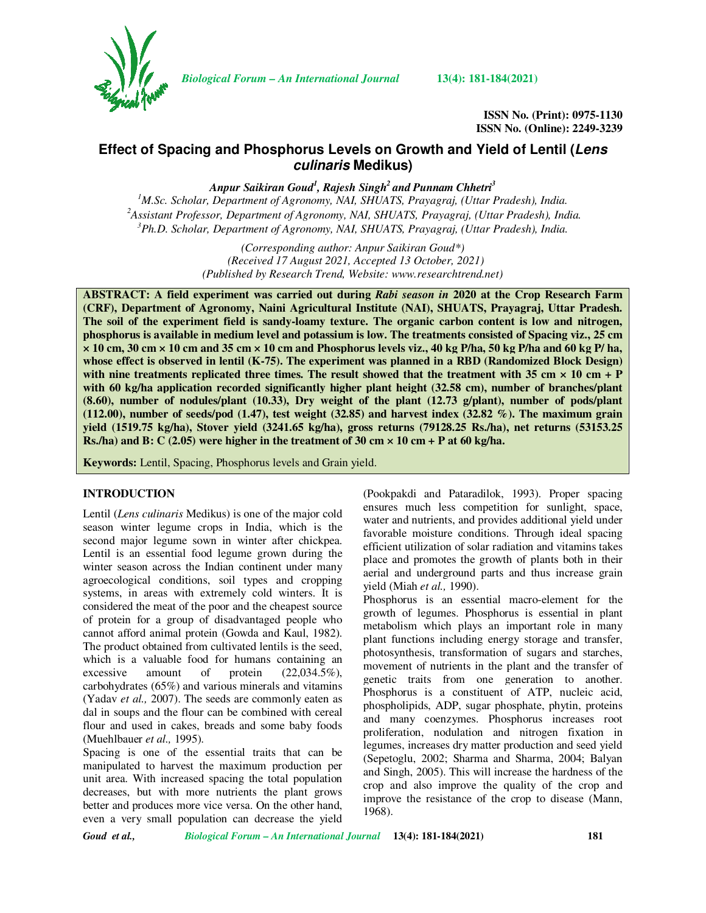ISSN No. (Print): 0975-1130
ISSN No. (Online): 2249-3239

# Effect of Spacing and Phosphorus Levels on Growth and Yield of Lentil (*Lens culinaris* Medikus)

***Anpur Saikiran Goud*[1]*, Rajesh Singh*[2] *and Punnam Chhetri*[3]**

[1]*M.Sc. Scholar, Department of Agronomy, NAI, SHUATS, Prayagraj, (Uttar Pradesh), India.*
[2]*Assistant Professor, Department of Agronomy, NAI, SHUATS, Prayagraj, (Uttar Pradesh), India.*
[3]*Ph.D. Scholar, Department of Agronomy, NAI, SHUATS, Prayagraj, (Uttar Pradesh), India.*

*(Corresponding author: Anpur Saikiran Goud\*)*
*(Received 17 August 2021, Accepted 13 October, 2021)*
*(Published by Research Trend, Website: www.researchtrend.net)*

**ABSTRACT: A field experiment was carried out during *Rabi season in* 2020 at the Crop Research Farm (CRF), Department of Agronomy, Naini Agricultural Institute (NAI), SHUATS, Prayagraj, Uttar Pradesh. The soil of the experiment field is sandy-loamy texture. The organic carbon content is low and nitrogen, phosphorus is available in medium level and potassium is low. The treatments consisted of Spacing viz., 25 cm × 10 cm, 30 cm × 10 cm and 35 cm × 10 cm and Phosphorus levels viz., 40 kg P/ha, 50 kg P/ha and 60 kg P/ ha, whose effect is observed in lentil (K-75). The experiment was planned in a RBD (Randomized Block Design) with nine treatments replicated three times. The result showed that the treatment with 35 cm × 10 cm + P with 60 kg/ha application recorded significantly higher plant height (32.58 cm), number of branches/plant (8.60), number of nodules/plant (10.33), Dry weight of the plant (12.73 g/plant), number of pods/plant (112.00), number of seeds/pod (1.47), test weight (32.85) and harvest index (32.82 %). The maximum grain yield (1519.75 kg/ha), Stover yield (3241.65 kg/ha), gross returns (79128.25 Rs./ha), net returns (53153.25 Rs./ha) and B: C (2.05) were higher in the treatment of 30 cm × 10 cm + P at 60 kg/ha.**

**Keywords:** Lentil, Spacing, Phosphorus levels and Grain yield.

## INTRODUCTION

Lentil (*Lens culinaris* Medikus) is one of the major cold season winter legume crops in India, which is the second major legume sown in winter after chickpea. Lentil is an essential food legume grown during the winter season across the Indian continent under many agroecological conditions, soil types and cropping systems, in areas with extremely cold winters. It is considered the meat of the poor and the cheapest source of protein for a group of disadvantaged people who cannot afford animal protein (Gowda and Kaul, 1982). The product obtained from cultivated lentils is the seed, which is a valuable food for humans containing an excessive amount of protein (22,034.5%), carbohydrates (65%) and various minerals and vitamins (Yadav *et al.,* 2007). The seeds are commonly eaten as dal in soups and the flour can be combined with cereal flour and used in cakes, breads and some baby foods (Muehlbauer *et al.,* 1995).

Spacing is one of the essential traits that can be manipulated to harvest the maximum production per unit area. With increased spacing the total population decreases, but with more nutrients the plant grows better and produces more vice versa. On the other hand, even a very small population can decrease the yield (Pookpakdi and Pataradilok, 1993). Proper spacing ensures much less competition for sunlight, space, water and nutrients, and provides additional yield under favorable moisture conditions. Through ideal spacing efficient utilization of solar radiation and vitamins takes place and promotes the growth of plants both in their aerial and underground parts and thus increase grain yield (Miah *et al.,* 1990).

Phosphorus is an essential macro-element for the growth of legumes. Phosphorus is essential in plant metabolism which plays an important role in many plant functions including energy storage and transfer, photosynthesis, transformation of sugars and starches, movement of nutrients in the plant and the transfer of genetic traits from one generation to another. Phosphorus is a constituent of ATP, nucleic acid, phospholipids, ADP, sugar phosphate, phytin, proteins and many coenzymes. Phosphorus increases root proliferation, nodulation and nitrogen fixation in legumes, increases dry matter production and seed yield (Sepetoglu, 2002; Sharma and Sharma, 2004; Balyan and Singh, 2005). This will increase the hardness of the crop and also improve the quality of the crop and improve the resistance of the crop to disease (Mann, 1968).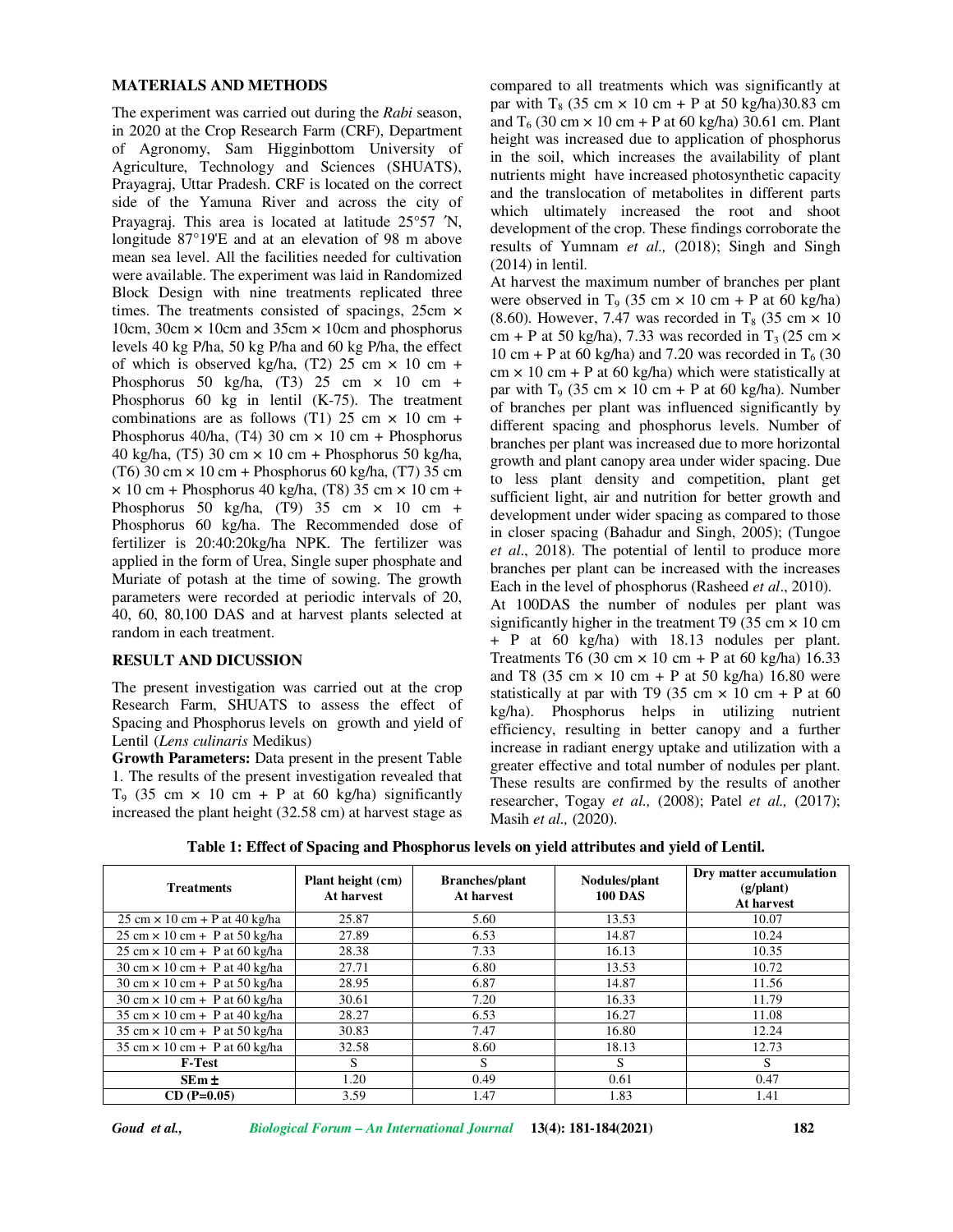## MATERIALS AND METHODS

The experiment was carried out during the *Rabi* season, in 2020 at the Crop Research Farm (CRF), Department of Agronomy, Sam Higginbottom University of Agriculture, Technology and Sciences (SHUATS), Prayagraj, Uttar Pradesh. CRF is located on the correct side of the Yamuna River and across the city of Prayagraj. This area is located at latitude 25°57 ′N, longitude 87°19'E and at an elevation of 98 m above mean sea level. All the facilities needed for cultivation were available. The experiment was laid in Randomized Block Design with nine treatments replicated three times. The treatments consisted of spacings, 25cm × 10cm, 30cm × 10cm and 35cm × 10cm and phosphorus levels 40 kg P/ha, 50 kg P/ha and 60 kg P/ha, the effect of which is observed kg/ha, (T2) 25 cm × 10 cm + Phosphorus 50 kg/ha, (T3) 25 cm × 10 cm + Phosphorus 60 kg in lentil (K-75). The treatment combinations are as follows (T1) 25 cm × 10 cm + Phosphorus 40/ha, (T4) 30 cm × 10 cm + Phosphorus 40 kg/ha, (T5) 30 cm × 10 cm + Phosphorus 50 kg/ha, (T6) 30 cm × 10 cm + Phosphorus 60 kg/ha, (T7) 35 cm × 10 cm + Phosphorus 40 kg/ha, (T8) 35 cm × 10 cm + Phosphorus 50 kg/ha, (T9) 35 cm × 10 cm + Phosphorus 60 kg/ha. The Recommended dose of fertilizer is 20:40:20kg/ha NPK. The fertilizer was applied in the form of Urea, Single super phosphate and Muriate of potash at the time of sowing. The growth parameters were recorded at periodic intervals of 20, 40, 60, 80,100 DAS and at harvest plants selected at random in each treatment.

## RESULT AND DICUSSION

The present investigation was carried out at the crop Research Farm, SHUATS to assess the effect of Spacing and Phosphorus levels on growth and yield of Lentil (*Lens culinaris* Medikus)

**Growth Parameters:** Data present in the present Table 1. The results of the present investigation revealed that $T_9$ (35 cm × 10 cm + P at 60 kg/ha) significantly increased the plant height (32.58 cm) at harvest stage as compared to all treatments which was significantly at par with $T_8$ (35 cm × 10 cm + P at 50 kg/ha)30.83 cm and $T_6$ (30 cm × 10 cm + P at 60 kg/ha) 30.61 cm. Plant height was increased due to application of phosphorus in the soil, which increases the availability of plant nutrients might have increased photosynthetic capacity and the translocation of metabolites in different parts which ultimately increased the root and shoot development of the crop. These findings corroborate the results of Yumnam *et al.,* (2018); Singh and Singh (2014) in lentil.

At harvest the maximum number of branches per plant were observed in $T_9$ (35 cm × 10 cm + P at 60 kg/ha) (8.60). However, 7.47 was recorded in $T_8$ (35 cm × 10 cm + P at 50 kg/ha), 7.33 was recorded in $T_3$ (25 cm × 10 cm + P at 60 kg/ha) and 7.20 was recorded in $T_6$ (30 cm × 10 cm + P at 60 kg/ha) which were statistically at par with $T_9$ (35 cm × 10 cm + P at 60 kg/ha). Number of branches per plant was influenced significantly by different spacing and phosphorus levels. Number of branches per plant was increased due to more horizontal growth and plant canopy area under wider spacing. Due to less plant density and competition, plant get sufficient light, air and nutrition for better growth and development under wider spacing as compared to those in closer spacing (Bahadur and Singh, 2005); (Tungoe *et al*., 2018). The potential of lentil to produce more branches per plant can be increased with the increases Each in the level of phosphorus (Rasheed *et al*., 2010).

At 100DAS the number of nodules per plant was significantly higher in the treatment T9 (35 cm × 10 cm + P at 60 kg/ha) with 18.13 nodules per plant. Treatments T6 (30 cm × 10 cm + P at 60 kg/ha) 16.33 and T8 (35 cm × 10 cm + P at 50 kg/ha) 16.80 were statistically at par with T9 (35 cm × 10 cm + P at 60 kg/ha). Phosphorus helps in utilizing nutrient efficiency, resulting in better canopy and a further increase in radiant energy uptake and utilization with a greater effective and total number of nodules per plant. These results are confirmed by the results of another researcher, Togay *et al.,* (2008); Patel *et al.,* (2017); Masih *et al.,* (2020).

**Table 1: Effect of Spacing and Phosphorus levels on yield attributes and yield of Lentil.**

| Treatments | Plant height (cm) At harvest | Branches/plant At harvest | Nodules/plant 100 DAS | Dry matter accumulation (g/plant) At harvest |
|---|---|---|---|---|
| 25 cm × 10 cm + P at 40 kg/ha | 25.87 | 5.60 | 13.53 | 10.07 |
| 25 cm × 10 cm + P at 50 kg/ha | 27.89 | 6.53 | 14.87 | 10.24 |
| 25 cm × 10 cm + P at 60 kg/ha | 28.38 | 7.33 | 16.13 | 10.35 |
| 30 cm × 10 cm + P at 40 kg/ha | 27.71 | 6.80 | 13.53 | 10.72 |
| 30 cm × 10 cm + P at 50 kg/ha | 28.95 | 6.87 | 14.87 | 11.56 |
| 30 cm × 10 cm + P at 60 kg/ha | 30.61 | 7.20 | 16.33 | 11.79 |
| 35 cm × 10 cm + P at 40 kg/ha | 28.27 | 6.53 | 16.27 | 11.08 |
| 35 cm × 10 cm + P at 50 kg/ha | 30.83 | 7.47 | 16.80 | 12.24 |
| 35 cm × 10 cm + P at 60 kg/ha | 32.58 | 8.60 | 18.13 | 12.73 |
| **F-Test** | S | S | S | S |
| **SEm ±** | 1.20 | 0.49 | 0.61 | 0.47 |
| **CD (P=0.05)** | 3.59 | 1.47 | 1.83 | 1.41 |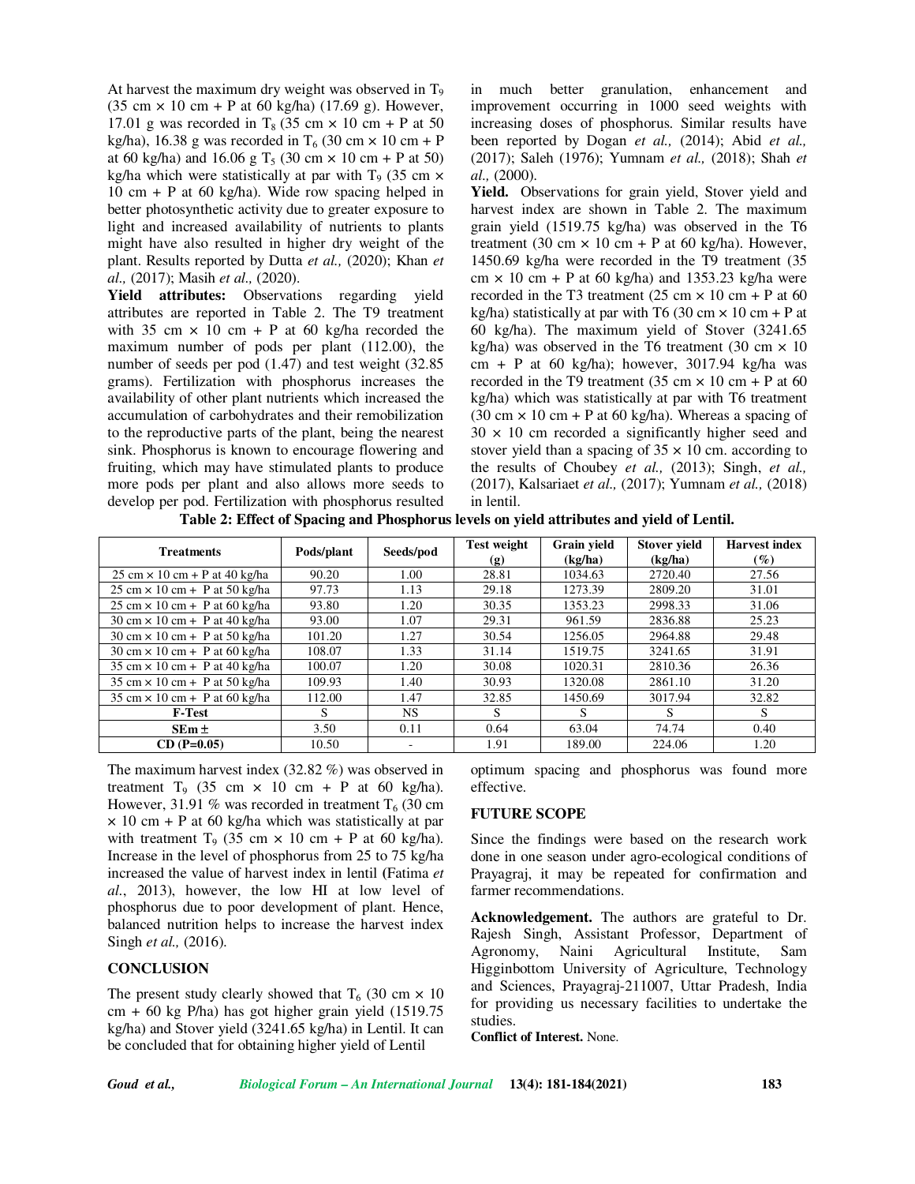At harvest the maximum dry weight was observed in $T_9$ (35 cm × 10 cm + P at 60 kg/ha) (17.69 g). However, 17.01 g was recorded in $T_8$ (35 cm × 10 cm + P at 50 kg/ha), 16.38 g was recorded in $T_6$ (30 cm × 10 cm + P at 60 kg/ha) and 16.06 g $T_5$ (30 cm × 10 cm + P at 50) kg/ha which were statistically at par with $T_9$ (35 cm × 10 cm + P at 60 kg/ha). Wide row spacing helped in better photosynthetic activity due to greater exposure to light and increased availability of nutrients to plants might have also resulted in higher dry weight of the plant. Results reported by Dutta *et al.,* (2020); Khan *et al.,* (2017); Masih *et al.,* (2020).

**Yield attributes:** Observations regarding yield attributes are reported in Table 2. The T9 treatment with 35 cm × 10 cm + P at 60 kg/ha recorded the maximum number of pods per plant (112.00), the number of seeds per pod (1.47) and test weight (32.85 grams). Fertilization with phosphorus increases the availability of other plant nutrients which increased the accumulation of carbohydrates and their remobilization to the reproductive parts of the plant, being the nearest sink. Phosphorus is known to encourage flowering and fruiting, which may have stimulated plants to produce more pods per plant and also allows more seeds to develop per pod. Fertilization with phosphorus resulted in much better granulation, enhancement and improvement occurring in 1000 seed weights with increasing doses of phosphorus. Similar results have been reported by Dogan *et al.,* (2014); Abid *et al.,* (2017); Saleh (1976); Yumnam *et al.,* (2018); Shah *et al.,* (2000).

**Yield.** Observations for grain yield, Stover yield and harvest index are shown in Table 2. The maximum grain yield (1519.75 kg/ha) was observed in the T6 treatment (30 cm × 10 cm + P at 60 kg/ha). However, 1450.69 kg/ha were recorded in the T9 treatment (35 cm × 10 cm + P at 60 kg/ha) and 1353.23 kg/ha were recorded in the T3 treatment (25 cm × 10 cm + P at 60 kg/ha) statistically at par with T6 (30 cm × 10 cm + P at 60 kg/ha). The maximum yield of Stover (3241.65 kg/ha) was observed in the T6 treatment (30 cm × 10 cm + P at 60 kg/ha); however, 3017.94 kg/ha was recorded in the T9 treatment (35 cm × 10 cm + P at 60 kg/ha) which was statistically at par with T6 treatment (30 cm × 10 cm + P at 60 kg/ha). Whereas a spacing of 30 × 10 cm recorded a significantly higher seed and stover yield than a spacing of 35 × 10 cm. according to the results of Choubey *et al.,* (2013); Singh, *et al.,* (2017), Kalsariaet *et al.,* (2017); Yumnam *et al.,* (2018) in lentil.

**Table 2: Effect of Spacing and Phosphorus levels on yield attributes and yield of Lentil.**

| Treatments | Pods/plant | Seeds/pod | Test weight (g) | Grain yield (kg/ha) | Stover yield (kg/ha) | Harvest index (%) |
|---|---|---|---|---|---|---|
| 25 cm × 10 cm + P at 40 kg/ha | 90.20 | 1.00 | 28.81 | 1034.63 | 2720.40 | 27.56 |
| 25 cm × 10 cm + P at 50 kg/ha | 97.73 | 1.13 | 29.18 | 1273.39 | 2809.20 | 31.01 |
| 25 cm × 10 cm + P at 60 kg/ha | 93.80 | 1.20 | 30.35 | 1353.23 | 2998.33 | 31.06 |
| 30 cm × 10 cm + P at 40 kg/ha | 93.00 | 1.07 | 29.31 | 961.59 | 2836.88 | 25.23 |
| 30 cm × 10 cm + P at 50 kg/ha | 101.20 | 1.27 | 30.54 | 1256.05 | 2964.88 | 29.48 |
| 30 cm × 10 cm + P at 60 kg/ha | 108.07 | 1.33 | 31.14 | 1519.75 | 3241.65 | 31.91 |
| 35 cm × 10 cm + P at 40 kg/ha | 100.07 | 1.20 | 30.08 | 1020.31 | 2810.36 | 26.36 |
| 35 cm × 10 cm + P at 50 kg/ha | 109.93 | 1.40 | 30.93 | 1320.08 | 2861.10 | 31.20 |
| 35 cm × 10 cm + P at 60 kg/ha | 112.00 | 1.47 | 32.85 | 1450.69 | 3017.94 | 32.82 |
| **F-Test** | S | NS | S | S | S | S |
| **SEm ±** | 3.50 | 0.11 | 0.64 | 63.04 | 74.74 | 0.40 |
| **CD (P=0.05)** | 10.50 | - | 1.91 | 189.00 | 224.06 | 1.20 |

The maximum harvest index (32.82 %) was observed in treatment $T_9$ (35 cm × 10 cm + P at 60 kg/ha). However, 31.91 % was recorded in treatment $T_6$ (30 cm × 10 cm + P at 60 kg/ha which was statistically at par with treatment $T_9$ (35 cm × 10 cm + P at 60 kg/ha). Increase in the level of phosphorus from 25 to 75 kg/ha increased the value of harvest index in lentil (Fatima *et al.*, 2013), however, the low HI at low level of phosphorus due to poor development of plant. Hence, balanced nutrition helps to increase the harvest index Singh *et al.,* (2016).

## CONCLUSION

The present study clearly showed that $T_6$ (30 cm × 10 cm + 60 kg P/ha) has got higher grain yield (1519.75 kg/ha) and Stover yield (3241.65 kg/ha) in Lentil. It can be concluded that for obtaining higher yield of Lentil optimum spacing and phosphorus was found more effective.

## FUTURE SCOPE

Since the findings were based on the research work done in one season under agro-ecological conditions of Prayagraj, it may be repeated for confirmation and farmer recommendations.

**Acknowledgement.** The authors are grateful to Dr. Rajesh Singh, Assistant Professor, Department of Agronomy, Naini Agricultural Institute, Sam Higginbottom University of Agriculture, Technology and Sciences, Prayagraj-211007, Uttar Pradesh, India for providing us necessary facilities to undertake the studies.

**Conflict of Interest.** None.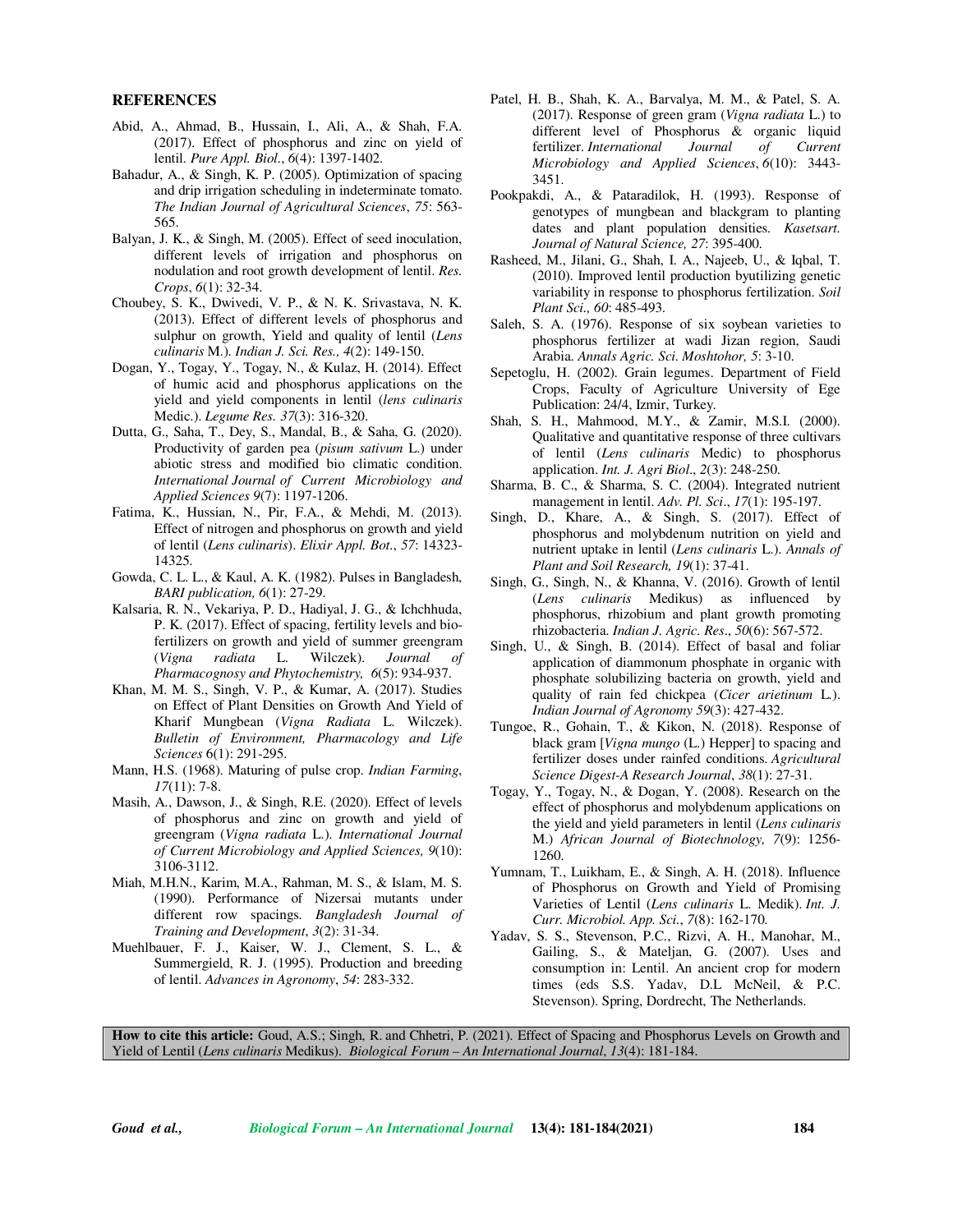## REFERENCES

Abid, A., Ahmad, B., Hussain, I., Ali, A., & Shah, F.A. (2017). Effect of phosphorus and zinc on yield of lentil. *Pure Appl. Biol.*, *6*(4): 1397-1402.

Bahadur, A., & Singh, K. P. (2005). Optimization of spacing and drip irrigation scheduling in indeterminate tomato. *The Indian Journal of Agricultural Sciences*, *75*: 563-565.

Balyan, J. K., & Singh, M. (2005). Effect of seed inoculation, different levels of irrigation and phosphorus on nodulation and root growth development of lentil. *Res. Crops*, *6*(1): 32-34.

Choubey, S. K., Dwivedi, V. P., & N. K. Srivastava, N. K. (2013). Effect of different levels of phosphorus and sulphur on growth, Yield and quality of lentil (*Lens culinaris* M.). *Indian J. Sci. Res., 4*(2): 149-150.

Dogan, Y., Togay, Y., Togay, N., & Kulaz, H. (2014). Effect of humic acid and phosphorus applications on the yield and yield components in lentil (*lens culinaris* Medic.). *Legume Res. 37*(3): 316-320.

Dutta, G., Saha, T., Dey, S., Mandal, B., & Saha, G. (2020). Productivity of garden pea (*pisum sativum* L.) under abiotic stress and modified bio climatic condition. *International Journal of Current Microbiology and Applied Sciences 9*(7): 1197-1206.

Fatima, K., Hussian, N., Pir, F.A., & Mehdi, M. (2013). Effect of nitrogen and phosphorus on growth and yield of lentil (*Lens culinaris*). *Elixir Appl. Bot.*, *57*: 14323-14325.

Gowda, C. L. L., & Kaul, A. K. (1982). Pulses in Bangladesh, *BARI publication, 6*(1): 27-29.

Kalsaria, R. N., Vekariya, P. D., Hadiyal, J. G., & Ichchhuda, P. K. (2017). Effect of spacing, fertility levels and bio-fertilizers on growth and yield of summer greengram (*Vigna radiata* L. Wilczek). *Journal of Pharmacognosy and Phytochemistry, 6*(5): 934-937.

Khan, M. M. S., Singh, V. P., & Kumar, A. (2017). Studies on Effect of Plant Densities on Growth And Yield of Kharif Mungbean (*Vigna Radiata* L. Wilczek). *Bulletin of Environment, Pharmacology and Life Sciences* 6(1): 291-295.

Mann, H.S. (1968). Maturing of pulse crop. *Indian Farming*, *17*(11): 7-8.

Masih, A., Dawson, J., & Singh, R.E. (2020). Effect of levels of phosphorus and zinc on growth and yield of greengram (*Vigna radiata* L.). *International Journal of Current Microbiology and Applied Sciences, 9*(10): 3106-3112.

Miah, M.H.N., Karim, M.A., Rahman, M. S., & Islam, M. S. (1990). Performance of Nizersai mutants under different row spacings. *Bangladesh Journal of Training and Development*, *3*(2): 31-34.

Muehlbauer, F. J., Kaiser, W. J., Clement, S. L., & Summergield, R. J. (1995). Production and breeding of lentil. *Advances in Agronomy*, *54*: 283-332.

Patel, H. B., Shah, K. A., Barvalya, M. M., & Patel, S. A. (2017). Response of green gram (*Vigna radiata* L.) to different level of Phosphorus & organic liquid fertilizer. *International Journal of Current Microbiology and Applied Sciences*, *6*(10): 3443-3451.

Pookpakdi, A., & Pataradilok, H. (1993). Response of genotypes of mungbean and blackgram to planting dates and plant population densities. *Kasetsart. Journal of Natural Science, 27*: 395-400.

Rasheed, M., Jilani, G., Shah, I. A., Najeeb, U., & Iqbal, T. (2010). Improved lentil production byutilizing genetic variability in response to phosphorus fertilization. *Soil Plant Sci., 60*: 485-493.

Saleh, S. A. (1976). Response of six soybean varieties to phosphorus fertilizer at wadi Jizan region, Saudi Arabia. *Annals Agric. Sci. Moshtohor, 5*: 3-10.

Sepetoglu, H. (2002). Grain legumes. Department of Field Crops, Faculty of Agriculture University of Ege Publication: 24/4, Izmir, Turkey.

Shah, S. H., Mahmood, M.Y., & Zamir, M.S.I. (2000). Qualitative and quantitative response of three cultivars of lentil (*Lens culinaris* Medic) to phosphorus application. *Int. J. Agri Biol*., *2*(3): 248-250.

Sharma, B. C., & Sharma, S. C. (2004). Integrated nutrient management in lentil. *Adv. Pl. Sci*., *17*(1): 195-197.

Singh, D., Khare, A., & Singh, S. (2017). Effect of phosphorus and molybdenum nutrition on yield and nutrient uptake in lentil (*Lens culinaris* L.). *Annals of Plant and Soil Research, 19*(1): 37-41.

Singh, G., Singh, N., & Khanna, V. (2016). Growth of lentil (*Lens culinaris* Medikus) as influenced by phosphorus, rhizobium and plant growth promoting rhizobacteria. *Indian J. Agric. Res*., *50*(6): 567-572.

Singh, U., & Singh, B. (2014). Effect of basal and foliar application of diammonum phosphate in organic with phosphate solubilizing bacteria on growth, yield and quality of rain fed chickpea (*Cicer arietinum* L.). *Indian Journal of Agronomy 59*(3): 427-432.

Tungoe, R., Gohain, T., & Kikon, N. (2018). Response of black gram [*Vigna mungo* (L.) Hepper] to spacing and fertilizer doses under rainfed conditions. *Agricultural Science Digest-A Research Journal*, *38*(1): 27-31.

Togay, Y., Togay, N., & Dogan, Y. (2008). Research on the effect of phosphorus and molybdenum applications on the yield and yield parameters in lentil (*Lens culinaris* M.) *African Journal of Biotechnology, 7*(9): 1256-1260.

Yumnam, T., Luikham, E., & Singh, A. H. (2018). Influence of Phosphorus on Growth and Yield of Promising Varieties of Lentil (*Lens culinaris* L. Medik). *Int. J. Curr. Microbiol. App. Sci*., *7*(8): 162-170.

Yadav, S. S., Stevenson, P.C., Rizvi, A. H., Manohar, M., Gailing, S., & Mateljan, G. (2007). Uses and consumption in: Lentil. An ancient crop for modern times (eds S.S. Yadav, D.L McNeil, & P.C. Stevenson). Spring, Dordrecht, The Netherlands.

**How to cite this article:** Goud, A.S.; Singh, R. and Chhetri, P. (2021). Effect of Spacing and Phosphorus Levels on Growth and Yield of Lentil (*Lens culinaris* Medikus). *Biological Forum – An International Journal*, *13*(4): 181-184.